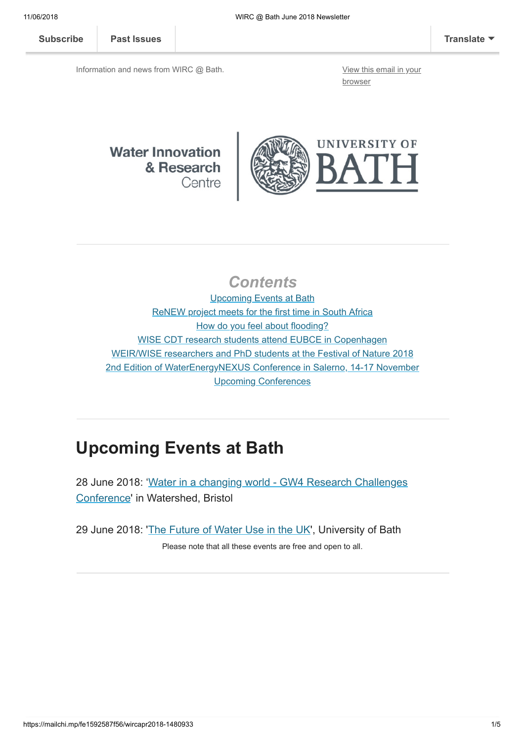Subscribe | Past Issues | Translate

Information and news from WIRC @ Bath.

View this email in your browser

Water Innovation & Research Centre | UNIVERSITY OF BATH

## *Contents*

Upcoming Events at Bath
ReNEW project meets for the first time in South Africa
How do you feel about flooding?
WISE CDT research students attend EUBCE in Copenhagen
WEIR/WISE researchers and PhD students at the Festival of Nature 2018
2nd Edition of WaterEnergyNEXUS Conference in Salerno, 14-17 November
Upcoming Conferences

# Upcoming Events at Bath

28 June 2018: 'Water in a changing world - GW4 Research Challenges Conference' in Watershed, Bristol

29 June 2018: 'The Future of Water Use in the UK', University of Bath

Please note that all these events are free and open to all.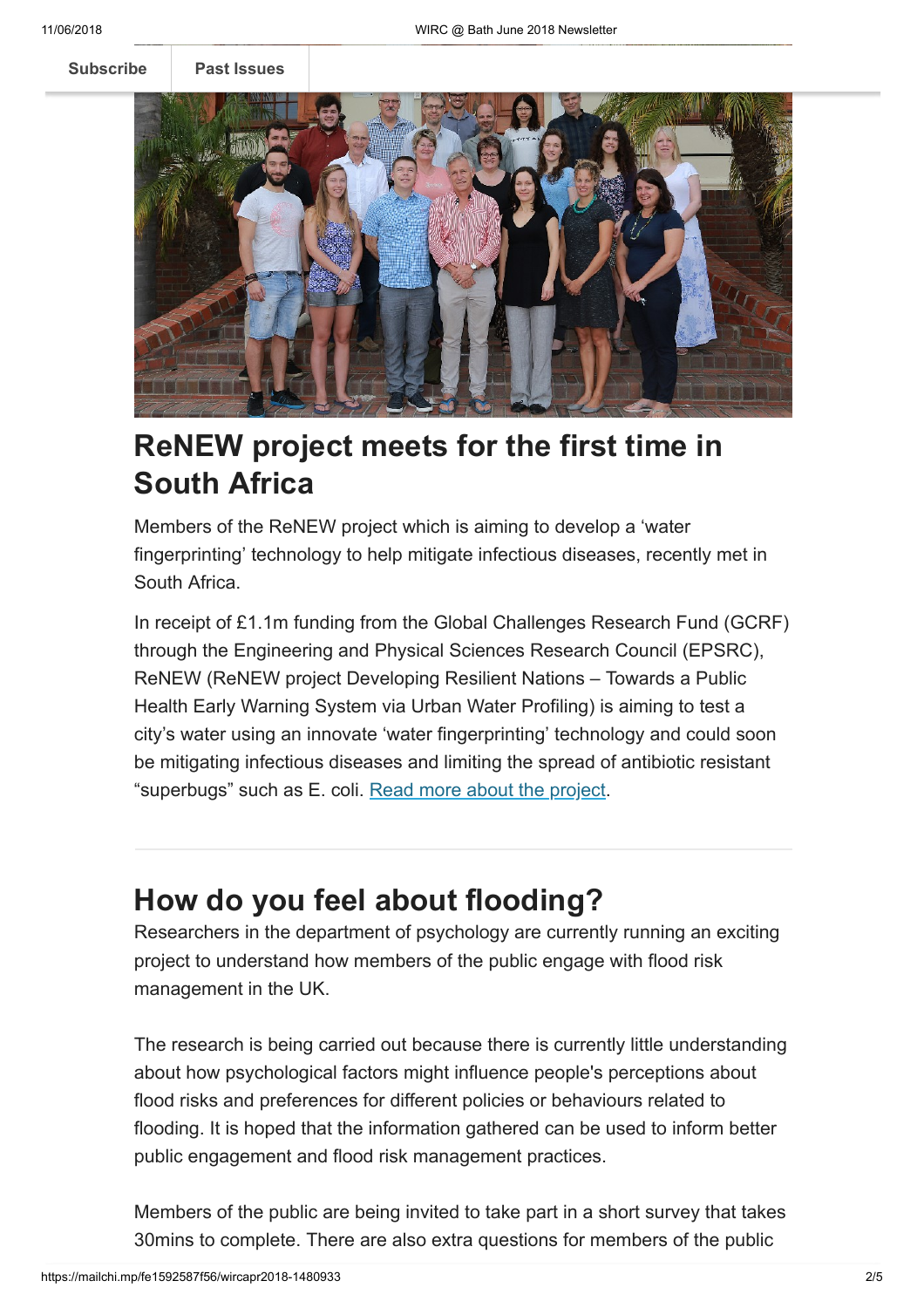Subscribe | Past Issues

## ReNEW project meets for the first time in South Africa

Members of the ReNEW project which is aiming to develop a 'water fingerprinting' technology to help mitigate infectious diseases, recently met in South Africa.

In receipt of £1.1m funding from the Global Challenges Research Fund (GCRF) through the Engineering and Physical Sciences Research Council (EPSRC), ReNEW (ReNEW project Developing Resilient Nations – Towards a Public Health Early Warning System via Urban Water Profiling) is aiming to test a city's water using an innovate 'water fingerprinting' technology and could soon be mitigating infectious diseases and limiting the spread of antibiotic resistant "superbugs" such as E. coli. Read more about the project.

---

## How do you feel about flooding?

Researchers in the department of psychology are currently running an exciting project to understand how members of the public engage with flood risk management in the UK.

The research is being carried out because there is currently little understanding about how psychological factors might influence people's perceptions about flood risks and preferences for different policies or behaviours related to flooding. It is hoped that the information gathered can be used to inform better public engagement and flood risk management practices.

Members of the public are being invited to take part in a short survey that takes 30mins to complete. There are also extra questions for members of the public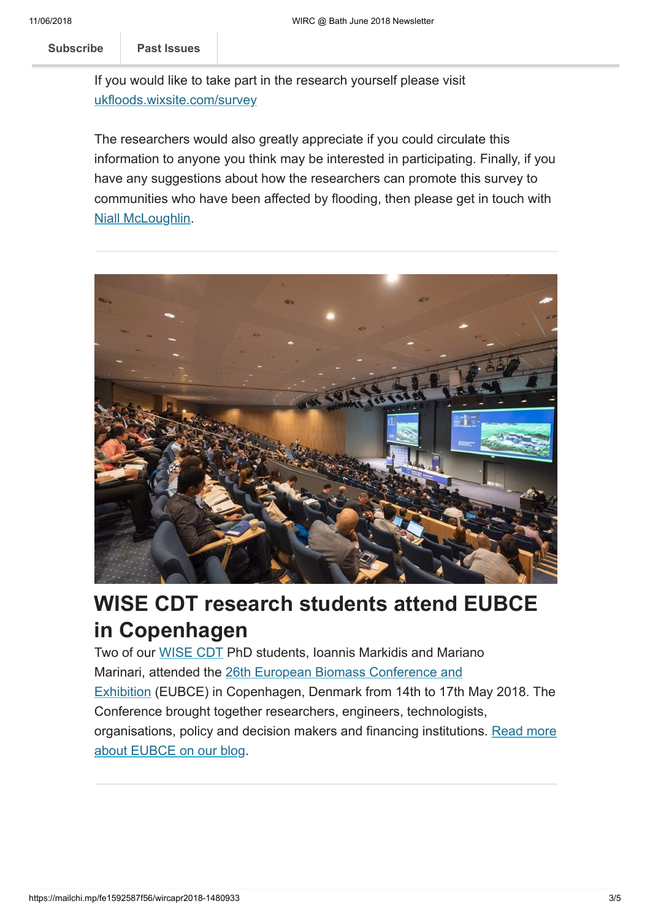If you would like to take part in the research yourself please visit [ukfloods.wixsite.com/survey](ukfloods.wixsite.com/survey)

The researchers would also greatly appreciate if you could circulate this information to anyone you think may be interested in participating. Finally, if you have any suggestions about how the researchers can promote this survey to communities who have been affected by flooding, then please get in touch with Niall McLoughlin.

---

## WISE CDT research students attend EUBCE in Copenhagen

Two of our WISE CDT PhD students, Ioannis Markidis and Mariano Marinari, attended the 26th European Biomass Conference and Exhibition (EUBCE) in Copenhagen, Denmark from 14th to 17th May 2018. The Conference brought together researchers, engineers, technologists, organisations, policy and decision makers and financing institutions. Read more about EUBCE on our blog.

---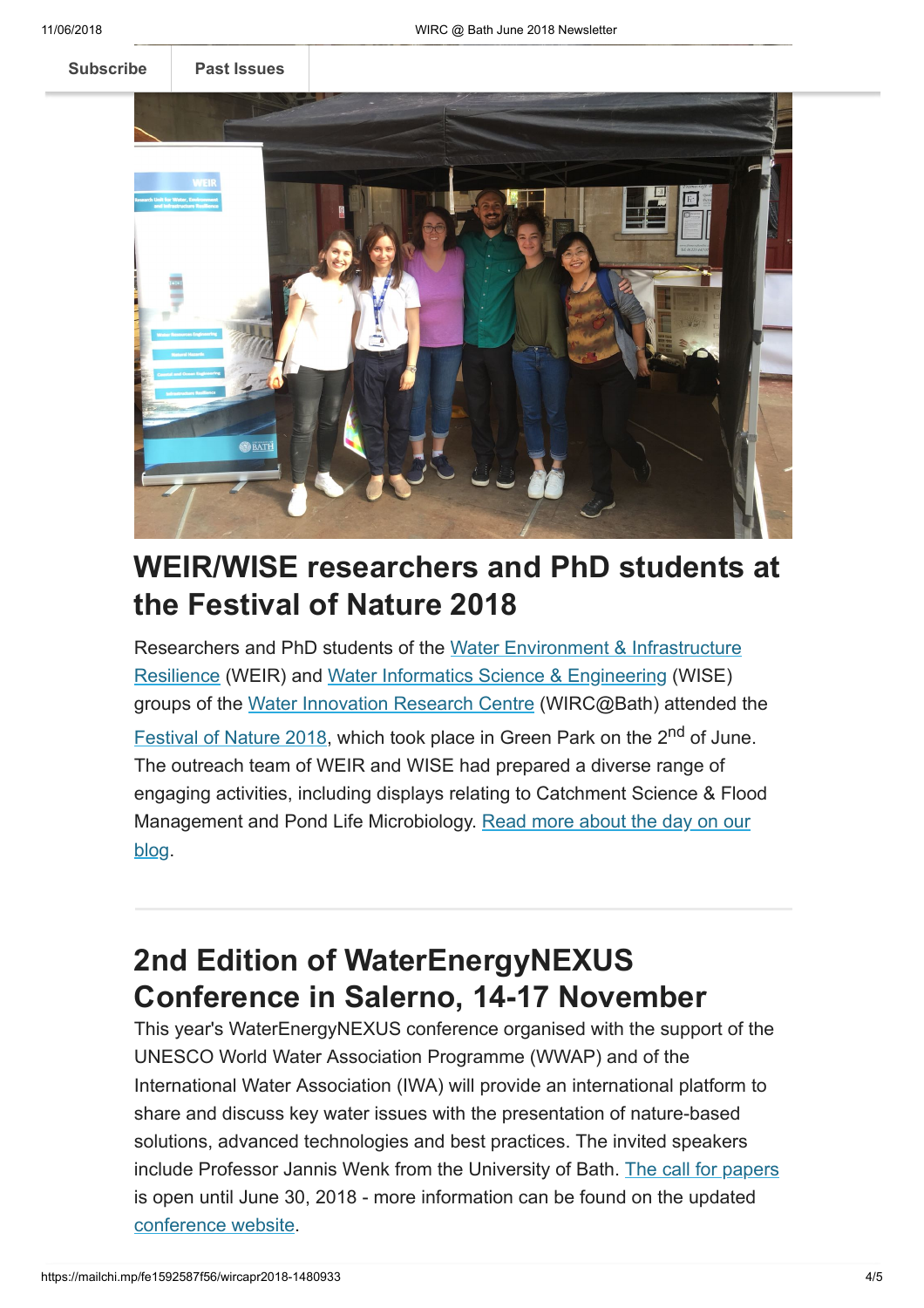Subscribe | Past Issues

## WEIR/WISE researchers and PhD students at the Festival of Nature 2018

Researchers and PhD students of the Water Environment & Infrastructure Resilience (WEIR) and Water Informatics Science & Engineering (WISE) groups of the Water Innovation Research Centre (WIRC@Bath) attended the Festival of Nature 2018, which took place in Green Park on the 2nd of June. The outreach team of WEIR and WISE had prepared a diverse range of engaging activities, including displays relating to Catchment Science & Flood Management and Pond Life Microbiology. Read more about the day on our blog.

## 2nd Edition of WaterEnergyNEXUS Conference in Salerno, 14-17 November

This year's WaterEnergyNEXUS conference organised with the support of the UNESCO World Water Association Programme (WWAP) and of the International Water Association (IWA) will provide an international platform to share and discuss key water issues with the presentation of nature-based solutions, advanced technologies and best practices. The invited speakers include Professor Jannis Wenk from the University of Bath. The call for papers is open until June 30, 2018 - more information can be found on the updated conference website.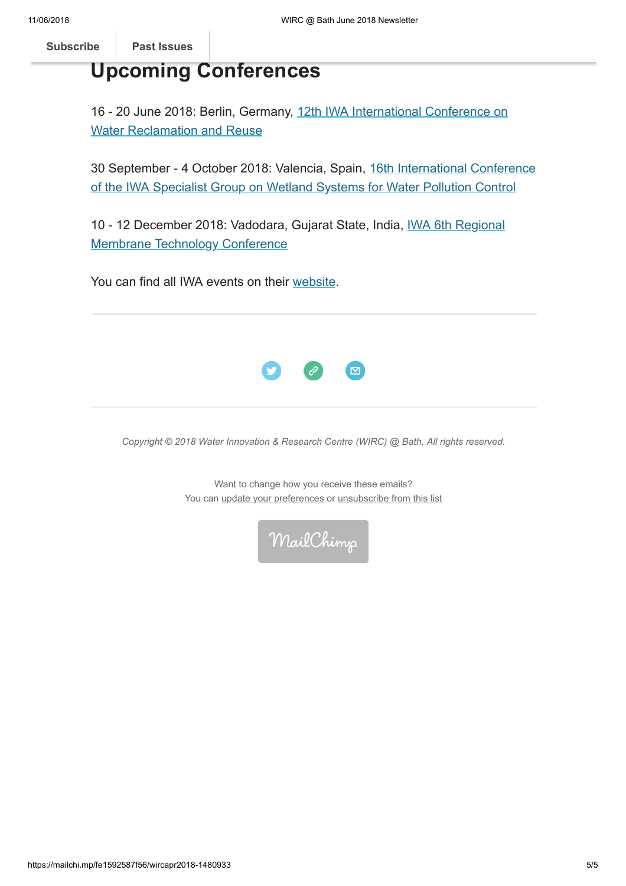Subscribe | Past Issues

# Upcoming Conferences

16 - 20 June 2018: Berlin, Germany, 12th IWA International Conference on Water Reclamation and Reuse

30 September - 4 October 2018: Valencia, Spain, 16th International Conference of the IWA Specialist Group on Wetland Systems for Water Pollution Control

10 - 12 December 2018: Vadodara, Gujarat State, India, IWA 6th Regional Membrane Technology Conference

You can find all IWA events on their website.

---

*Copyright © 2018 Water Innovation & Research Centre (WIRC) @ Bath, All rights reserved.*

Want to change how you receive these emails?
You can update your preferences or unsubscribe from this list

MailChimp